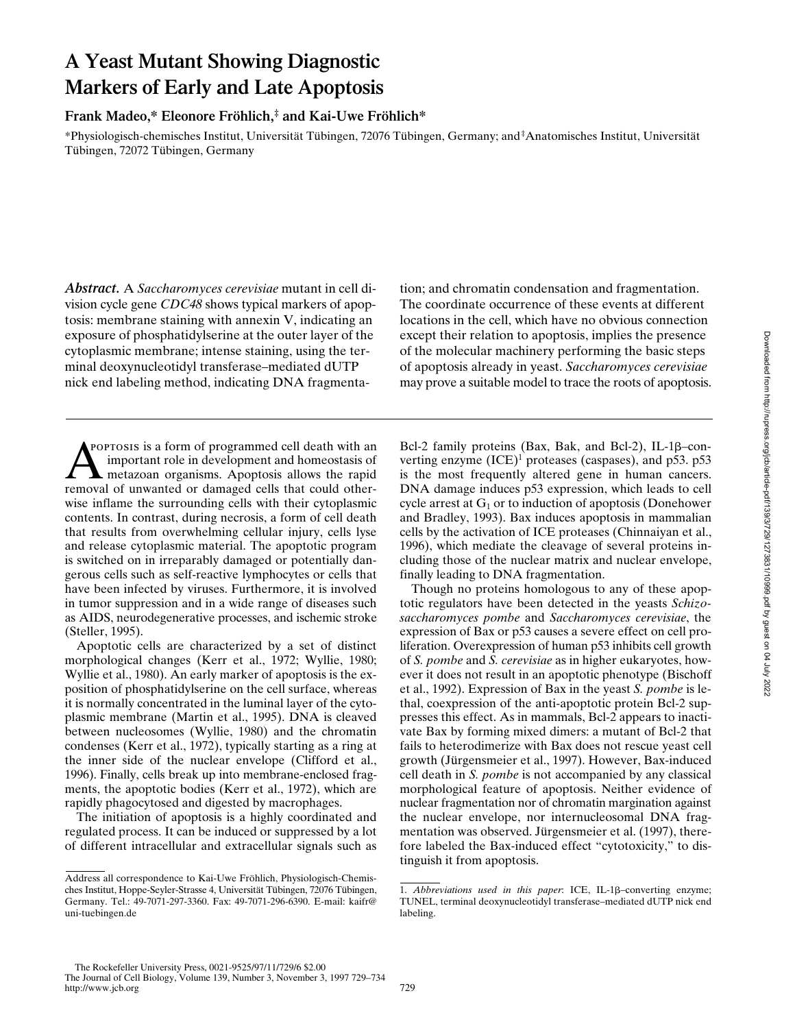# A Yeast Mutant Showing Diagnostic Markers of Early and Late Apoptosis

**Frank Madeo,\* Eleonore Fröhlich,‡ and Kai-Uwe Fröhlich\***

\*Physiologisch-chemisches Institut, Universität Tübingen, 72076 Tübingen, Germany; and ‡Anatomisches Institut, Universität Tübingen, 72072 Tübingen, Germany

***Abstract.*** A *Saccharomyces cerevisiae* mutant in cell division cycle gene *CDC48* shows typical markers of apoptosis: membrane staining with annexin V, indicating an exposure of phosphatidylserine at the outer layer of the cytoplasmic membrane; intense staining, using the terminal deoxynucleotidyl transferase–mediated dUTP nick end labeling method, indicating DNA fragmentation; and chromatin condensation and fragmentation. The coordinate occurrence of these events at different locations in the cell, which have no obvious connection except their relation to apoptosis, implies the presence of the molecular machinery performing the basic steps of apoptosis already in yeast. *Saccharomyces cerevisiae* may prove a suitable model to trace the roots of apoptosis.

Apoptosis is a form of programmed cell death with an important role in development and homeostasis of metazoan organisms. Apoptosis allows the rapid removal of unwanted or damaged cells that could otherwise inflame the surrounding cells with their cytoplasmic contents. In contrast, during necrosis, a form of cell death that results from overwhelming cellular injury, cells lyse and release cytoplasmic material. The apoptotic program is switched on in irreparably damaged or potentially dangerous cells such as self-reactive lymphocytes or cells that have been infected by viruses. Furthermore, it is involved in tumor suppression and in a wide range of diseases such as AIDS, neurodegenerative processes, and ischemic stroke (Steller, 1995).

Apoptotic cells are characterized by a set of distinct morphological changes (Kerr et al., 1972; Wyllie, 1980; Wyllie et al., 1980). An early marker of apoptosis is the exposition of phosphatidylserine on the cell surface, whereas it is normally concentrated in the luminal layer of the cytoplasmic membrane (Martin et al., 1995). DNA is cleaved between nucleosomes (Wyllie, 1980) and the chromatin condenses (Kerr et al., 1972), typically starting as a ring at the inner side of the nuclear envelope (Clifford et al., 1996). Finally, cells break up into membrane-enclosed fragments, the apoptotic bodies (Kerr et al., 1972), which are rapidly phagocytosed and digested by macrophages.

The initiation of apoptosis is a highly coordinated and regulated process. It can be induced or suppressed by a lot of different intracellular and extracellular signals such as Bcl-2 family proteins (Bax, Bak, and Bcl-2), IL-1β–converting enzyme (ICE)[1] proteases (caspases), and p53. p53 is the most frequently altered gene in human cancers. DNA damage induces p53 expression, which leads to cell cycle arrest at $G_1$ or to induction of apoptosis (Donehower and Bradley, 1993). Bax induces apoptosis in mammalian cells by the activation of ICE proteases (Chinnaiyan et al., 1996), which mediate the cleavage of several proteins including those of the nuclear matrix and nuclear envelope, finally leading to DNA fragmentation.

Though no proteins homologous to any of these apoptotic regulators have been detected in the yeasts *Schizosaccharomyces pombe* and *Saccharomyces cerevisiae*, the expression of Bax or p53 causes a severe effect on cell proliferation. Overexpression of human p53 inhibits cell growth of *S. pombe* and *S. cerevisiae* as in higher eukaryotes, however it does not result in an apoptotic phenotype (Bischoff et al., 1992). Expression of Bax in the yeast *S. pombe* is lethal, coexpression of the anti-apoptotic protein Bcl-2 suppresses this effect. As in mammals, Bcl-2 appears to inactivate Bax by forming mixed dimers: a mutant of Bcl-2 that fails to heterodimerize with Bax does not rescue yeast cell growth (Jürgensmeier et al., 1997). However, Bax-induced cell death in *S. pombe* is not accompanied by any classical morphological feature of apoptosis. Neither evidence of nuclear fragmentation nor of chromatin margination against the nuclear envelope, nor internucleosomal DNA fragmentation was observed. Jürgensmeier et al. (1997), therefore labeled the Bax-induced effect "cytotoxicity," to distinguish it from apoptosis.

Address all correspondence to Kai-Uwe Fröhlich, Physiologisch-Chemisches Institut, Hoppe-Seyler-Strasse 4, Universität Tübingen, 72076 Tübingen, Germany. Tel.: 49-7071-297-3360. Fax: 49-7071-296-6390. E-mail: kaifr@uni-tuebingen.de

1. *Abbreviations used in this paper*: ICE, IL-1β–converting enzyme; TUNEL, terminal deoxynucleotidyl transferase–mediated dUTP nick end labeling.

The Rockefeller University Press, 0021-9525/97/11/729/6 $2.00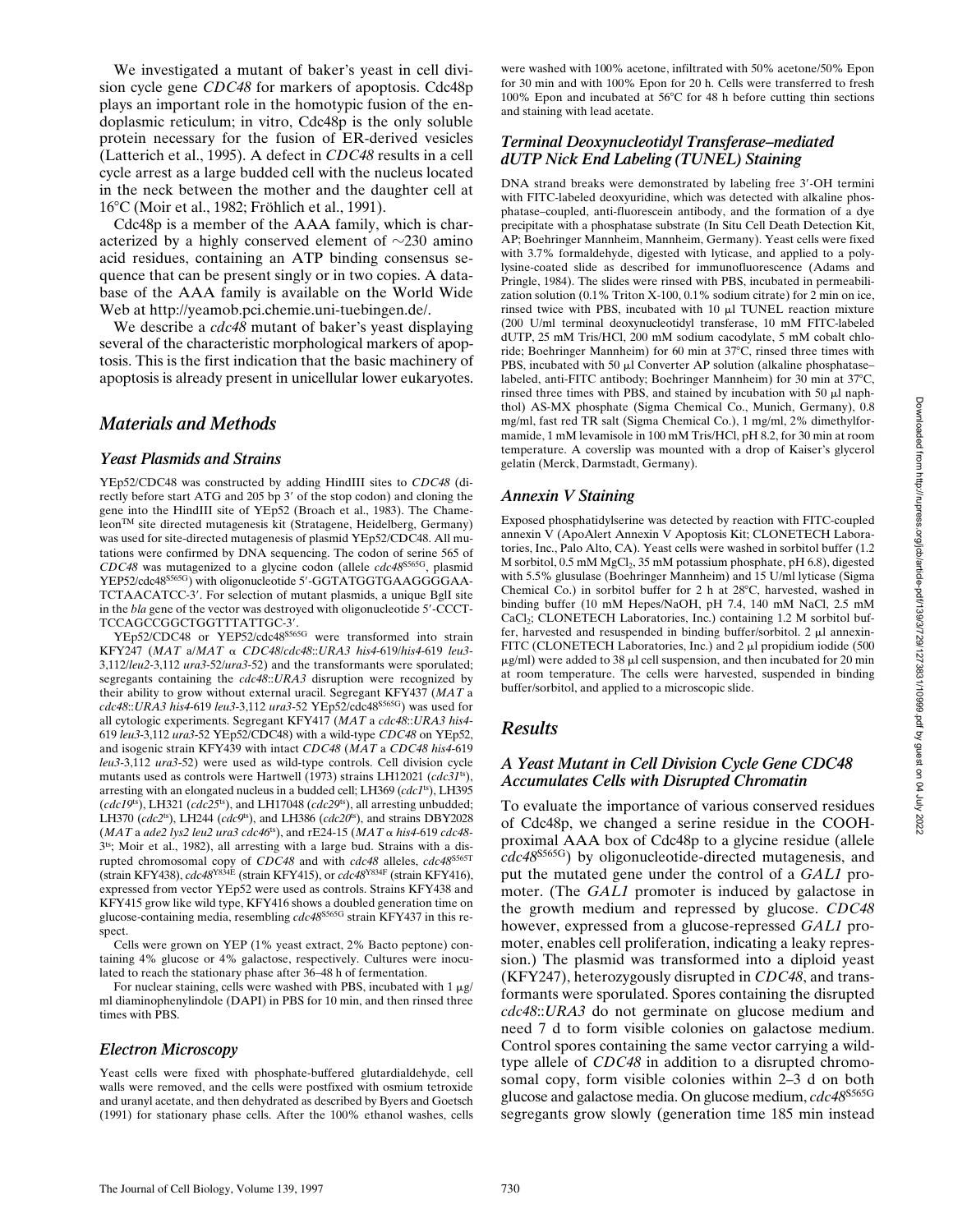We investigated a mutant of baker's yeast in cell division cycle gene *CDC48* for markers of apoptosis. Cdc48p plays an important role in the homotypic fusion of the endoplasmic reticulum; in vitro, Cdc48p is the only soluble protein necessary for the fusion of ER-derived vesicles (Latterich et al., 1995). A defect in *CDC48* results in a cell cycle arrest as a large budded cell with the nucleus located in the neck between the mother and the daughter cell at 16°C (Moir et al., 1982; Fröhlich et al., 1991).

Cdc48p is a member of the AAA family, which is characterized by a highly conserved element of ~230 amino acid residues, containing an ATP binding consensus sequence that can be present singly or in two copies. A database of the AAA family is available on the World Wide Web at http://yeamob.pci.chemie.uni-tuebingen.de/.

We describe a *cdc48* mutant of baker's yeast displaying several of the characteristic morphological markers of apoptosis. This is the first indication that the basic machinery of apoptosis is already present in unicellular lower eukaryotes.

## Materials and Methods

### Yeast Plasmids and Strains

YEp52/CDC48 was constructed by adding HindIII sites to *CDC48* (directly before start ATG and 205 bp 3′ of the stop codon) and cloning the gene into the HindIII site of YEp52 (Broach et al., 1983). The Chameleon™ site directed mutagenesis kit (Stratagene, Heidelberg, Germany) was used for site-directed mutagenesis of plasmid YEp52/CDC48. All mutations were confirmed by DNA sequencing. The codon of serine 565 of *CDC48* was mutagenized to a glycine codon (allele *cdc48*$^{S565G}$, plasmid YEP52/cdc48$^{S565G}$) with oligonucleotide 5′-GGTATGGTGAAGGGGAATCTAACATCC-3′. For selection of mutant plasmids, a unique BglI site in the *bla* gene of the vector was destroyed with oligonucleotide 5′-CCCTTCCAGCCGGCTGGTTTATTGC-3′.

YEp52/CDC48 or YEP52/cdc48$^{S565G}$ were transformed into strain KFY247 (*MAT* a/*MAT* α *CDC48*/*cdc48*::*URA3 his4*-619/*his4*-619 *leu3*-3,112/*leu2*-3,112 *ura3*-52/*ura3*-52) and the transformants were sporulated; segregants containing the *cdc48*::*URA3* disruption were recognized by their ability to grow without external uracil. Segregant KFY437 (*MAT* a *cdc48*::*URA3 his4*-619 *leu3*-3,112 *ura3*-52 YEp52/cdc48$^{S565G}$) was used for all cytologic experiments. Segregant KFY417 (*MAT* a *cdc48*::*URA3 his4*-619 *leu3*-3,112 *ura3*-52 YEp52/CDC48) with a wild-type *CDC48* on YEp52, and isogenic strain KFY439 with intact *CDC48* (*MAT* a *CDC48 his4*-619 *leu3*-3,112 *ura3*-52) were used as wild-type controls. Cell division cycle mutants used as controls were Hartwell (1973) strains LH12021 (*cdc31*$^{ts}$), arresting with an elongated nucleus in a budded cell; LH369 (*cdc1*$^{ts}$), LH395 (*cdc19*$^{ts}$), LH321 (*cdc25*$^{ts}$), and LH17048 (*cdc29*$^{ts}$), all arresting unbudded; LH370 (*cdc2*$^{ts}$), LH244 (*cdc9*$^{ts}$), and LH386 (*cdc20*$^{ts}$), and strains DBY2028 (*MAT* a *ade2 lys2 leu2 ura3 cdc46*$^{ts}$), and rE24-15 (*MAT* α *his4*-619 *cdc48*-3$^{ts}$; Moir et al., 1982), all arresting with a large bud. Strains with a disrupted chromosomal copy of *CDC48* and with *cdc48* alleles, *cdc48*$^{S565T}$ (strain KFY438), *cdc48*$^{Y834E}$ (strain KFY415), or *cdc48*$^{Y834F}$ (strain KFY416), expressed from vector YEp52 were used as controls. Strains KFY438 and KFY415 grow like wild type, KFY416 shows a doubled generation time on glucose-containing media, resembling *cdc48*$^{S565G}$ strain KFY437 in this respect.

Cells were grown on YEP (1% yeast extract, 2% Bacto peptone) containing 4% glucose or 4% galactose, respectively. Cultures were inoculated to reach the stationary phase after 36–48 h of fermentation.

For nuclear staining, cells were washed with PBS, incubated with 1 μg/ml diaminophenylindole (DAPI) in PBS for 10 min, and then rinsed three times with PBS.

### Electron Microscopy

Yeast cells were fixed with phosphate-buffered glutardialdehyde, cell walls were removed, and the cells were postfixed with osmium tetroxide and uranyl acetate, and then dehydrated as described by Byers and Goetsch (1991) for stationary phase cells. After the 100% ethanol washes, cells were washed with 100% acetone, infiltrated with 50% acetone/50% Epon for 30 min and with 100% Epon for 20 h. Cells were transferred to fresh 100% Epon and incubated at 56°C for 48 h before cutting thin sections and staining with lead acetate.

### Terminal Deoxynucleotidyl Transferase–mediated dUTP Nick End Labeling (TUNEL) Staining

DNA strand breaks were demonstrated by labeling free 3′-OH termini with FITC-labeled deoxyuridine, which was detected with alkaline phosphatase–coupled, anti-fluorescein antibody, and the formation of a dye precipitate with a phosphatase substrate (In Situ Cell Death Detection Kit, AP; Boehringer Mannheim, Mannheim, Germany). Yeast cells were fixed with 3.7% formaldehyde, digested with lyticase, and applied to a polylysine-coated slide as described for immunofluorescence (Adams and Pringle, 1984). The slides were rinsed with PBS, incubated in permeabilization solution (0.1% Triton X-100, 0.1% sodium citrate) for 2 min on ice, rinsed twice with PBS, incubated with 10 μl TUNEL reaction mixture (200 U/ml terminal deoxynucleotidyl transferase, 10 mM FITC-labeled dUTP, 25 mM Tris/HCl, 200 mM sodium cacodylate, 5 mM cobalt chloride; Boehringer Mannheim) for 60 min at 37°C, rinsed three times with PBS, incubated with 50 μl Converter AP solution (alkaline phosphatase–labeled, anti-FITC antibody; Boehringer Mannheim) for 30 min at 37°C, rinsed three times with PBS, and stained by incubation with 50 μl naphthol) AS-MX phosphate (Sigma Chemical Co., Munich, Germany), 0.8 mg/ml, fast red TR salt (Sigma Chemical Co.), 1 mg/ml, 2% dimethylformamide, 1 mM levamisole in 100 mM Tris/HCl, pH 8.2, for 30 min at room temperature. A coverslip was mounted with a drop of Kaiser's glycerol gelatin (Merck, Darmstadt, Germany).

### Annexin V Staining

Exposed phosphatidylserine was detected by reaction with FITC-coupled annexin V (ApoAlert Annexin V Apoptosis Kit; CLONETECH Laboratories, Inc., Palo Alto, CA). Yeast cells were washed in sorbitol buffer (1.2 M sorbitol, 0.5 mM $MgCl_2$, 35 mM potassium phosphate, pH 6.8), digested with 5.5% glusulase (Boehringer Mannheim) and 15 U/ml lyticase (Sigma Chemical Co.) in sorbitol buffer for 2 h at 28°C, harvested, washed in binding buffer (10 mM Hepes/NaOH, pH 7.4, 140 mM NaCl, 2.5 mM $CaCl_2$; CLONETECH Laboratories, Inc.) containing 1.2 M sorbitol buffer, harvested and resuspended in binding buffer/sorbitol. 2 μl annexin-FITC (CLONETECH Laboratories, Inc.) and 2 μl propidium iodide (500 μg/ml) were added to 38 μl cell suspension, and then incubated for 20 min at room temperature. The cells were harvested, suspended in binding buffer/sorbitol, and applied to a microscopic slide.

## Results

### A Yeast Mutant in Cell Division Cycle Gene CDC48 Accumulates Cells with Disrupted Chromatin

To evaluate the importance of various conserved residues of Cdc48p, we changed a serine residue in the COOH-proximal AAA box of Cdc48p to a glycine residue (allele *cdc48*$^{S565G}$) by oligonucleotide-directed mutagenesis, and put the mutated gene under the control of a *GAL1* promoter. (The *GAL1* promoter is induced by galactose in the growth medium and repressed by glucose. *CDC48* however, expressed from a glucose-repressed *GAL1* promoter, enables cell proliferation, indicating a leaky repression.) The plasmid was transformed into a diploid yeast (KFY247), heterozygously disrupted in *CDC48*, and transformants were sporulated. Spores containing the disrupted *cdc48*::*URA3* do not germinate on glucose medium and need 7 d to form visible colonies on galactose medium. Control spores containing the same vector carrying a wild-type allele of *CDC48* in addition to a disrupted chromosomal copy, form visible colonies within 2–3 d on both glucose and galactose media. On glucose medium, *cdc48*$^{S565G}$ segregants grow slowly (generation time 185 min instead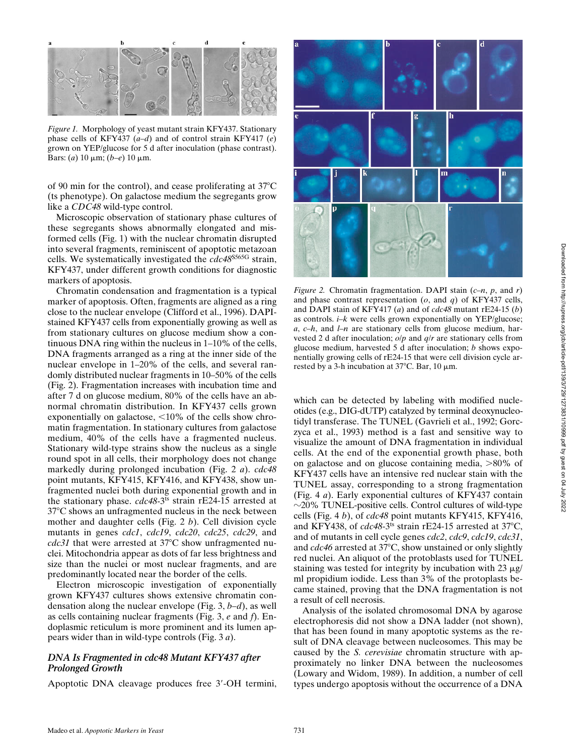*Figure 1.* Morphology of yeast mutant strain KFY437. Stationary phase cells of KFY437 (*a–d*) and of control strain KFY417 (*e*) grown on YEP/glucose for 5 d after inoculation (phase contrast). Bars: (*a*) 10 μm; (*b–e*) 10 μm.

of 90 min for the control), and cease proliferating at 37°C (ts phenotype). On galactose medium the segregants grow like a *CDC48* wild-type control.

Microscopic observation of stationary phase cultures of these segregants shows abnormally elongated and misformed cells (Fig. 1) with the nuclear chromatin disrupted into several fragments, reminiscent of apoptotic metazoan cells. We systematically investigated the *cdc48*$^{S565G}$ strain, KFY437, under different growth conditions for diagnostic markers of apoptosis.

Chromatin condensation and fragmentation is a typical marker of apoptosis. Often, fragments are aligned as a ring close to the nuclear envelope (Clifford et al., 1996). DAPI-stained KFY437 cells from exponentially growing as well as from stationary cultures on glucose medium show a continuous DNA ring within the nucleus in 1–10% of the cells, DNA fragments arranged as a ring at the inner side of the nuclear envelope in 1–20% of the cells, and several randomly distributed nuclear fragments in 10–50% of the cells (Fig. 2). Fragmentation increases with incubation time and after 7 d on glucose medium, 80% of the cells have an abnormal chromatin distribution. In KFY437 cells grown exponentially on galactose, <10% of the cells show chromatin fragmentation. In stationary cultures from galactose medium, 40% of the cells have a fragmented nucleus. Stationary wild-type strains show the nucleus as a single round spot in all cells, their morphology does not change markedly during prolonged incubation (Fig. 2 *a*). *cdc48* point mutants, KFY415, KFY416, and KFY438, show unfragmented nuclei both during exponential growth and in the stationary phase. *cdc48-3*$^{ts}$ strain rE24-15 arrested at 37°C shows an unfragmented nucleus in the neck between mother and daughter cells (Fig. 2 *b*). Cell division cycle mutants in genes *cdc1*, *cdc19*, *cdc20*, *cdc25*, *cdc29*, and *cdc31* that were arrested at 37°C show unfragmented nuclei. Mitochondria appear as dots of far less brightness and size than the nuclei or most nuclear fragments, and are predominantly located near the border of the cells.

Electron microscopic investigation of exponentially grown KFY437 cultures shows extensive chromatin condensation along the nuclear envelope (Fig. 3, *b–d*), as well as cells containing nuclear fragments (Fig. 3, *e* and *f*). Endoplasmic reticulum is more prominent and its lumen appears wider than in wild-type controls (Fig. 3 *a*).

### *DNA Is Fragmented in cdc48 Mutant KFY437 after Prolonged Growth*

Apoptotic DNA cleavage produces free 3′-OH termini, which can be detected by labeling with modified nucleotides (e.g., DIG-dUTP) catalyzed by terminal deoxynucleotidyl transferase. The TUNEL (Gavrieli et al., 1992; Gorczyca et al., 1993) method is a fast and sensitive way to visualize the amount of DNA fragmentation in individual cells. At the end of the exponential growth phase, both on galactose and on glucose containing media, >80% of KFY437 cells have an intensive red nuclear stain with the TUNEL assay, corresponding to a strong fragmentation (Fig. 4 *a*). Early exponential cultures of KFY437 contain ~20% TUNEL-positive cells. Control cultures of wild-type cells (Fig. 4 *b*), of *cdc48* point mutants KFY415, KFY416, and KFY438, of *cdc48-3*$^{ts}$ strain rE24-15 arrested at 37°C, and of mutants in cell cycle genes *cdc2*, *cdc9*, *cdc19*, *cdc31*, and *cdc46* arrested at 37°C, show unstained or only slightly red nuclei. An aliquot of the protoblasts used for TUNEL staining was tested for integrity by incubation with 23 μg/ml propidium iodide. Less than 3% of the protoplasts became stained, proving that the DNA fragmentation is not a result of cell necrosis.

Analysis of the isolated chromosomal DNA by agarose electrophoresis did not show a DNA ladder (not shown), that has been found in many apoptotic systems as the result of DNA cleavage between nucleosomes. This may be caused by the *S. cerevisiae* chromatin structure with approximately no linker DNA between the nucleosomes (Lowary and Widom, 1989). In addition, a number of cell types undergo apoptosis without the occurrence of a DNA

*Figure 2.* Chromatin fragmentation. DAPI stain (*c–n*, *p*, and *r*) and phase contrast representation (*o*, and *q*) of KFY437 cells, and DAPI stain of KFY417 (*a*) and of *cdc48* mutant rE24-15 (*b*) as controls. *i–k* were cells grown exponentially on YEP/glucose; *a*, *c–h*, and *l–n* are stationary cells from glucose medium, harvested 2 d after inoculation; *o*/*p* and *q*/*r* are stationary cells from glucose medium, harvested 5 d after inoculation; *b* shows exponentially growing cells of rE24-15 that were cell division cycle arrested by a 3-h incubation at 37°C. Bar, 10 μm.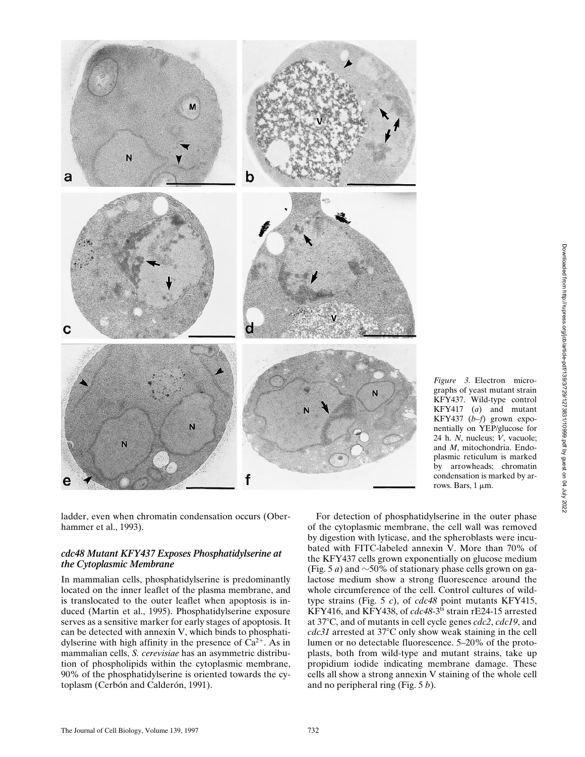*Figure 3.* Electron micrographs of yeast mutant strain KFY437. Wild-type control KFY417 (*a*) and mutant KFY437 (*b–f*) grown exponentially on YEP/glucose for 24 h. *N*, nucleus; *V*, vacuole; and *M*, mitochondria. Endoplasmic reticulum is marked by arrowheads; chromatin condensation is marked by arrows. Bars, 1 μm.

ladder, even when chromatin condensation occurs (Oberhammer et al., 1993).

### *cdc48 Mutant KFY437 Exposes Phosphatidylserine at the Cytoplasmic Membrane*

In mammalian cells, phosphatidylserine is predominantly located on the inner leaflet of the plasma membrane, and is translocated to the outer leaflet when apoptosis is induced (Martin et al., 1995). Phosphatidylserine exposure serves as a sensitive marker for early stages of apoptosis. It can be detected with annexin V, which binds to phosphatidylserine with high affinity in the presence of $Ca^{2+}$. As in mammalian cells, *S. cerevisiae* has an asymmetric distribution of phospholipids within the cytoplasmic membrane, 90% of the phosphatidylserine is oriented towards the cytoplasm (Cerbón and Calderón, 1991).

For detection of phosphatidylserine in the outer phase of the cytoplasmic membrane, the cell wall was removed by digestion with lyticase, and the spheroblasts were incubated with FITC-labeled annexin V. More than 70% of the KFY437 cells grown exponentially on glucose medium (Fig. 5 *a*) and ~50% of stationary phase cells grown on galactose medium show a strong fluorescence around the whole circumference of the cell. Control cultures of wild-type strains (Fig. 5 *c*), of *cdc48* point mutants KFY415, KFY416, and KFY438, of *cdc48-3*$^{ts}$ strain rE24-15 arrested at 37°C, and of mutants in cell cycle genes *cdc2*, *cdc19*, and *cdc31* arrested at 37°C only show weak staining in the cell lumen or no detectable fluorescence. 5–20% of the protoplasts, both from wild-type and mutant strains, take up propidium iodide indicating membrane damage. These cells all show a strong annexin V staining of the whole cell and no peripheral ring (Fig. 5 *b*).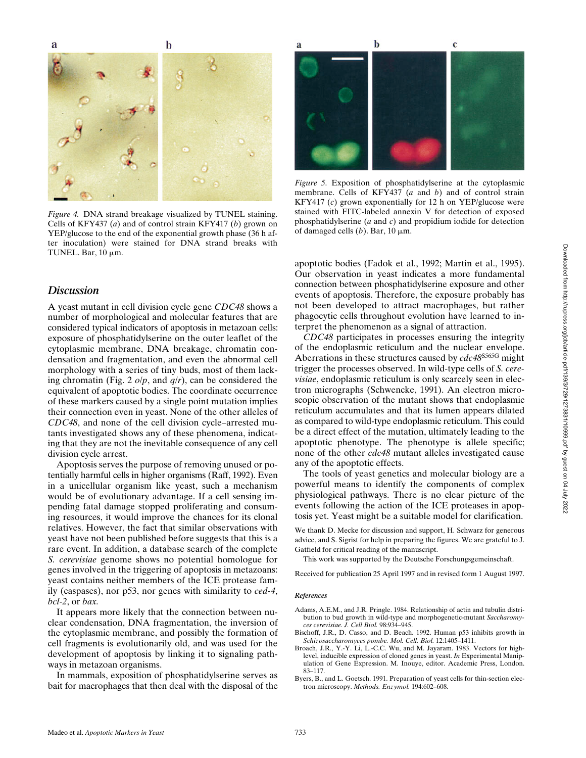Figure 4. DNA strand breakage visualized by TUNEL staining. Cells of KFY437 (*a*) and of control strain KFY417 (*b*) grown on YEP/glucose to the end of the exponential growth phase (36 h after inoculation) were stained for DNA strand breaks with TUNEL. Bar, 10 μm.

Figure 5. Exposition of phosphatidylserine at the cytoplasmic membrane. Cells of KFY437 (*a* and *b*) and of control strain KFY417 (*c*) grown exponentially for 12 h on YEP/glucose were stained with FITC-labeled annexin V for detection of exposed phosphatidylserine (*a* and *c*) and propidium iodide for detection of damaged cells (*b*). Bar, 10 μm.

## Discussion

A yeast mutant in cell division cycle gene *CDC48* shows a number of morphological and molecular features that are considered typical indicators of apoptosis in metazoan cells: exposure of phosphatidylserine on the outer leaflet of the cytoplasmic membrane, DNA breakage, chromatin condensation and fragmentation, and even the abnormal cell morphology with a series of tiny buds, most of them lacking chromatin (Fig. 2 *o*/*p*, and *q*/*r*), can be considered the equivalent of apoptotic bodies. The coordinate occurrence of these markers caused by a single point mutation implies their connection even in yeast. None of the other alleles of *CDC48*, and none of the cell division cycle–arrested mutants investigated shows any of these phenomena, indicating that they are not the inevitable consequence of any cell division cycle arrest.

Apoptosis serves the purpose of removing unused or potentially harmful cells in higher organisms (Raff, 1992). Even in a unicellular organism like yeast, such a mechanism would be of evolutionary advantage. If a cell sensing impending fatal damage stopped proliferating and consuming resources, it would improve the chances for its clonal relatives. However, the fact that similar observations with yeast have not been published before suggests that this is a rare event. In addition, a database search of the complete *S. cerevisiae* genome shows no potential homologue for genes involved in the triggering of apoptosis in metazoans: yeast contains neither members of the ICE protease family (caspases), nor p53, nor genes with similarity to *ced-4*, *bcl-2*, or *bax*.

It appears more likely that the connection between nuclear condensation, DNA fragmentation, the inversion of the cytoplasmic membrane, and possibly the formation of cell fragments is evolutionarily old, and was used for the development of apoptosis by linking it to signaling pathways in metazoan organisms.

In mammals, exposition of phosphatidylserine serves as bait for macrophages that then deal with the disposal of the apoptotic bodies (Fadok et al., 1992; Martin et al., 1995). Our observation in yeast indicates a more fundamental connection between phosphatidylserine exposure and other events of apoptosis. Therefore, the exposure probably has not been developed to attract macrophages, but rather phagocytic cells throughout evolution have learned to interpret the phenomenon as a signal of attraction.

*CDC48* participates in processes ensuring the integrity of the endoplasmic reticulum and the nuclear envelope. Aberrations in these structures caused by *cdc48*[S565G] might trigger the processes observed. In wild-type cells of *S. cerevisiae*, endoplasmic reticulum is only scarcely seen in electron micrographs (Schwencke, 1991). An electron microscopic observation of the mutant shows that endoplasmic reticulum accumulates and that its lumen appears dilated as compared to wild-type endoplasmic reticulum. This could be a direct effect of the mutation, ultimately leading to the apoptotic phenotype. The phenotype is allele specific; none of the other *cdc48* mutant alleles investigated cause any of the apoptotic effects.

The tools of yeast genetics and molecular biology are a powerful means to identify the components of complex physiological pathways. There is no clear picture of the events following the action of the ICE proteases in apoptosis yet. Yeast might be a suitable model for clarification.

We thank D. Mecke for discussion and support, H. Schwarz for generous advice, and S. Sigrist for help in preparing the figures. We are grateful to J. Gatfield for critical reading of the manuscript.

This work was supported by the Deutsche Forschungsgemeinschaft.

Received for publication 25 April 1997 and in revised form 1 August 1997.

### References

Adams, A.E.M., and J.R. Pringle. 1984. Relationship of actin and tubulin distribution to bud growth in wild-type and morphogenetic-mutant *Saccharomyces cerevisiae. J. Cell Biol.* 98:934–945.

Bischoff, J.R., D. Casso, and D. Beach. 1992. Human p53 inhibits growth in *Schizosaccharomyces pombe. Mol. Cell. Biol.* 12:1405–1411.

Broach, J.R., Y.-Y. Li, L.-C.C. Wu, and M. Jayaram. 1983. Vectors for high-level, inducible expression of cloned genes in yeast. *In* Experimental Manipulation of Gene Expression. M. Inouye, editor. Academic Press, London. 83–117.

Byers, B., and L. Goetsch. 1991. Preparation of yeast cells for thin-section electron microscopy. *Methods. Enzymol.* 194:602–608.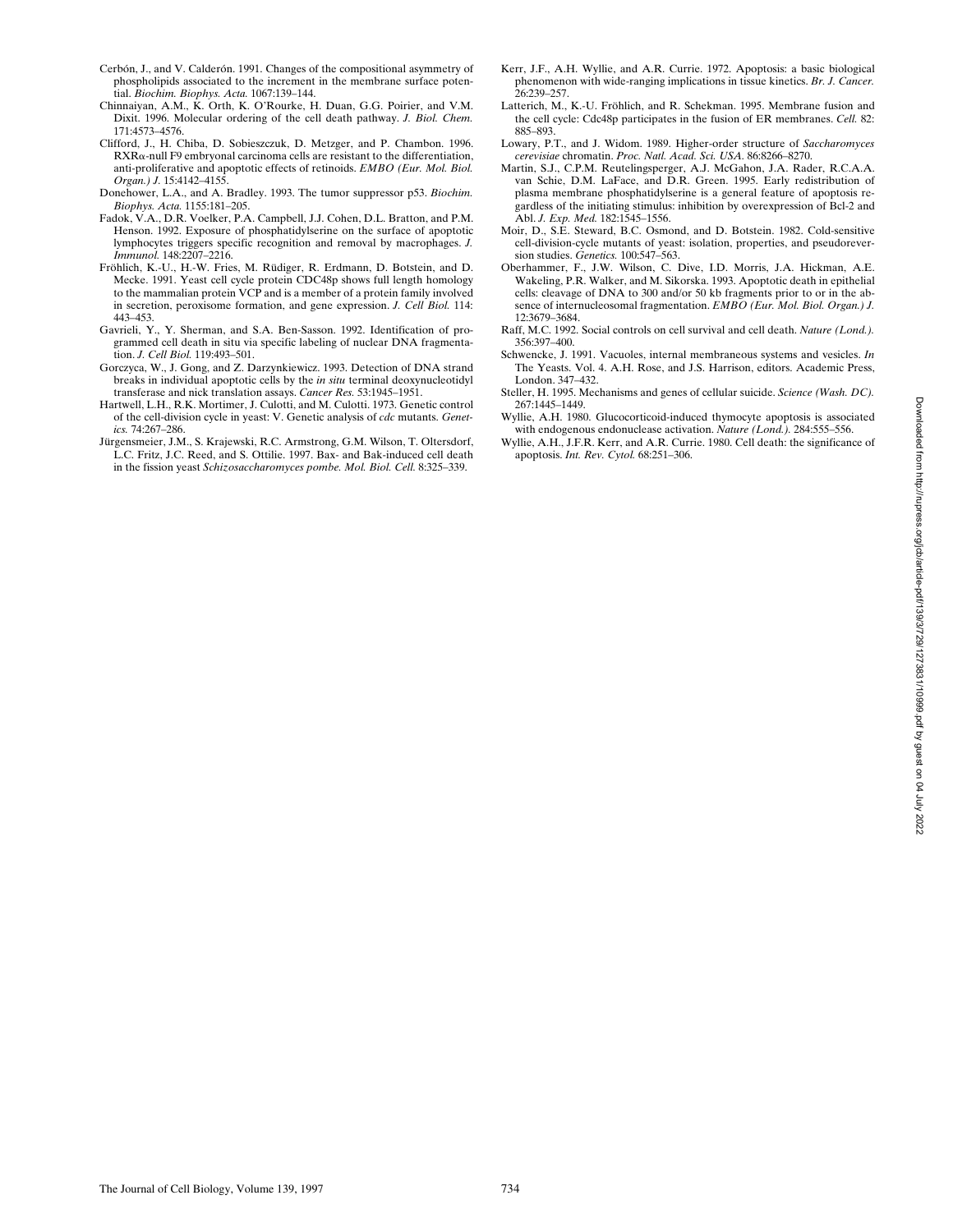Cerbón, J., and V. Calderón. 1991. Changes of the compositional asymmetry of phospholipids associated to the increment in the membrane surface potential. *Biochim. Biophys. Acta.* 1067:139–144.

Chinnaiyan, A.M., K. Orth, K. O'Rourke, H. Duan, G.G. Poirier, and V.M. Dixit. 1996. Molecular ordering of the cell death pathway. *J. Biol. Chem.* 171:4573–4576.

Clifford, J., H. Chiba, D. Sobieszczuk, D. Metzger, and P. Chambon. 1996. RXRα-null F9 embryonal carcinoma cells are resistant to the differentiation, anti-proliferative and apoptotic effects of retinoids. *EMBO (Eur. Mol. Biol. Organ.) J.* 15:4142–4155.

Donehower, L.A., and A. Bradley. 1993. The tumor suppressor p53. *Biochim. Biophys. Acta.* 1155:181–205.

Fadok, V.A., D.R. Voelker, P.A. Campbell, J.J. Cohen, D.L. Bratton, and P.M. Henson. 1992. Exposure of phosphatidylserine on the surface of apoptotic lymphocytes triggers specific recognition and removal by macrophages. *J. Immunol.* 148:2207–2216.

Fröhlich, K.-U., H.-W. Fries, M. Rüdiger, R. Erdmann, D. Botstein, and D. Mecke. 1991. Yeast cell cycle protein CDC48p shows full length homology to the mammalian protein VCP and is a member of a protein family involved in secretion, peroxisome formation, and gene expression. *J. Cell Biol.* 114: 443–453.

Gavrieli, Y., Y. Sherman, and S.A. Ben-Sasson. 1992. Identification of programmed cell death in situ via specific labeling of nuclear DNA fragmentation. *J. Cell Biol.* 119:493–501.

Gorczyca, W., J. Gong, and Z. Darzynkiewicz. 1993. Detection of DNA strand breaks in individual apoptotic cells by the *in situ* terminal deoxynucleotidyl transferase and nick translation assays. *Cancer Res.* 53:1945–1951.

Hartwell, L.H., R.K. Mortimer, J. Culotti, and M. Culotti. 1973. Genetic control of the cell-division cycle in yeast: V. Genetic analysis of *cdc* mutants. *Genetics.* 74:267–286.

Jürgensmeier, J.M., S. Krajewski, R.C. Armstrong, G.M. Wilson, T. Oltersdorf, L.C. Fritz, J.C. Reed, and S. Ottilie. 1997. Bax- and Bak-induced cell death in the fission yeast *Schizosaccharomyces pombe. Mol. Biol. Cell.* 8:325–339.

Kerr, J.F., A.H. Wyllie, and A.R. Currie. 1972. Apoptosis: a basic biological phenomenon with wide-ranging implications in tissue kinetics. *Br. J. Cancer.* 26:239–257.

Latterich, M., K.-U. Fröhlich, and R. Schekman. 1995. Membrane fusion and the cell cycle: Cdc48p participates in the fusion of ER membranes. *Cell.* 82: 885–893.

Lowary, P.T., and J. Widom. 1989. Higher-order structure of *Saccharomyces cerevisiae* chromatin. *Proc. Natl. Acad. Sci. USA.* 86:8266–8270.

Martin, S.J., C.P.M. Reutelingsperger, A.J. McGahon, J.A. Rader, R.C.A.A. van Schie, D.M. LaFace, and D.R. Green. 1995. Early redistribution of plasma membrane phosphatidylserine is a general feature of apoptosis regardless of the initiating stimulus: inhibition by overexpression of Bcl-2 and Abl. *J. Exp. Med.* 182:1545–1556.

Moir, D., S.E. Steward, B.C. Osmond, and D. Botstein. 1982. Cold-sensitive cell-division-cycle mutants of yeast: isolation, properties, and pseudoreversion studies. *Genetics.* 100:547–563.

Oberhammer, F., J.W. Wilson, C. Dive, I.D. Morris, J.A. Hickman, A.E. Wakeling, P.R. Walker, and M. Sikorska. 1993. Apoptotic death in epithelial cells: cleavage of DNA to 300 and/or 50 kb fragments prior to or in the absence of internucleosomal fragmentation. *EMBO (Eur. Mol. Biol. Organ.) J.* 12:3679–3684.

Raff, M.C. 1992. Social controls on cell survival and cell death. *Nature (Lond.).* 356:397–400.

Schwencke, J. 1991. Vacuoles, internal membraneous systems and vesicles. *In* The Yeasts. Vol. 4. A.H. Rose, and J.S. Harrison, editors. Academic Press, London. 347–432.

Steller, H. 1995. Mechanisms and genes of cellular suicide. *Science (Wash. DC).* 267:1445–1449.

Wyllie, A.H. 1980. Glucocorticoid-induced thymocyte apoptosis is associated with endogenous endonuclease activation. *Nature (Lond.).* 284:555–556.

Wyllie, A.H., J.F.R. Kerr, and A.R. Currie. 1980. Cell death: the significance of apoptosis. *Int. Rev. Cytol.* 68:251–306.